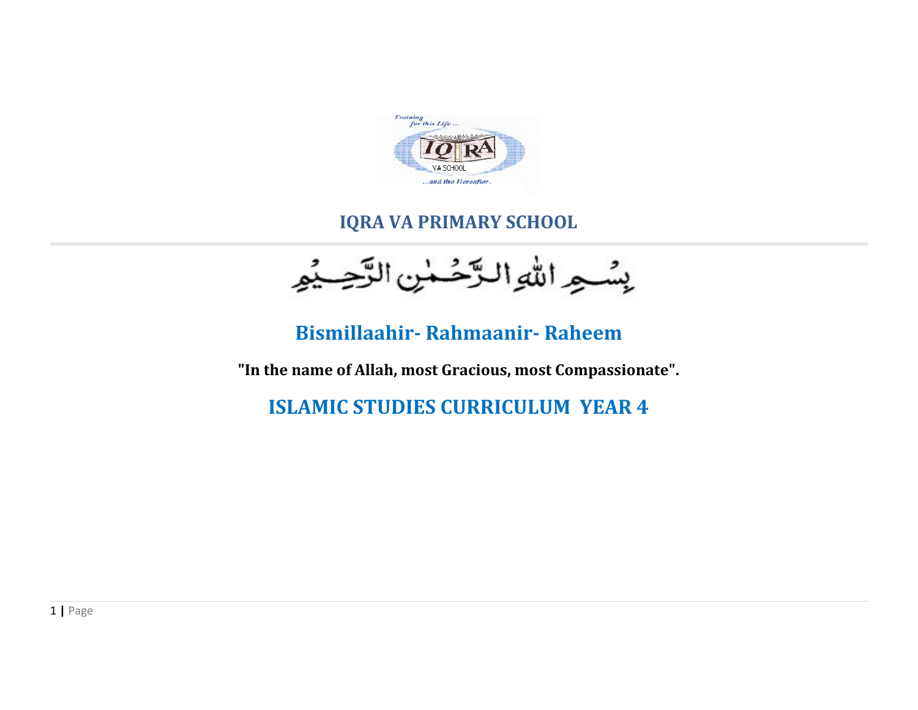# IQRA VA PRIMARY SCHOOL

بِسْمِ اللهِ الرَّحْمٰنِ الرَّحِيْمِ

## Bismillaahir- Rahmaanir- Raheem

**"In the name of Allah, most Gracious, most Compassionate".**

## ISLAMIC STUDIES CURRICULUM YEAR 4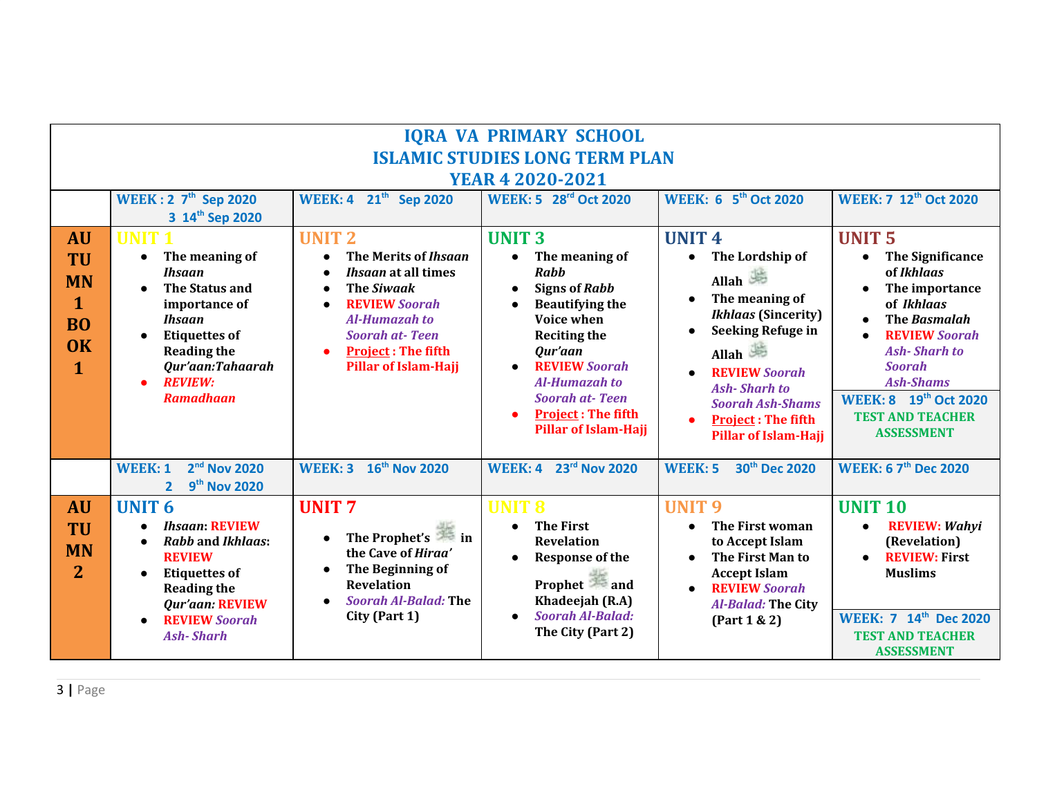# IQRA VA PRIMARY SCHOOL
# ISLAMIC STUDIES LONG TERM PLAN
# YEAR 4 2020-2021

| | WEEK : 2 7th Sep 2020<br>3 14th Sep 2020 | WEEK: 4 21st Sep 2020 | WEEK: 5 28rd Oct 2020 | WEEK: 6 5th Oct 2020 | WEEK: 7 12th Oct 2020 |
|---|---|---|---|---|---|
| **AUTUMN 1 BOOK 1** | **UNIT 1**<br>• The meaning of *Ihsaan*<br>• The Status and importance of *Ihsaan*<br>• Etiquettes of Reading the *Qur'aan:Tahaarah*<br>• *REVIEW: Ramadhaan* | **UNIT 2**<br>• The Merits of *Ihsaan*<br>• *Ihsaan* at all times<br>• The *Siwaak*<br>• REVIEW *Soorah Al-Humazah to Soorah at- Teen*<br>• Project : The fifth Pillar of Islam-Hajj | **UNIT 3**<br>• The meaning of *Rabb*<br>• Signs of *Rabb*<br>• Beautifying the Voice when Reciting the *Qur'aan*<br>• REVIEW *Soorah Al-Humazah to Soorah at- Teen*<br>• Project : The fifth Pillar of Islam-Hajj | **UNIT 4**<br>• The Lordship of Allah ﷻ<br>• The meaning of *Ikhlaas* (Sincerity)<br>• Seeking Refuge in Allah ﷻ<br>• REVIEW *Soorah Ash- Sharh to Soorah Ash-Shams*<br>• Project : The fifth Pillar of Islam-Hajj | **UNIT 5**<br>• The Significance of *Ikhlaas*<br>• The importance of *Ikhlaas*<br>• The *Basmalah*<br>• REVIEW *Soorah Ash- Sharh to Soorah Ash-Shams*<br>**WEEK: 8 19th Oct 2020**<br>TEST AND TEACHER ASSESSMENT |
| | WEEK: 1 2nd Nov 2020<br>2 9th Nov 2020 | WEEK: 3 16th Nov 2020 | WEEK: 4 23rd Nov 2020 | WEEK: 5 30th Dec 2020 | WEEK: 6 7th Dec 2020 |
| **AUTUMN 2** | **UNIT 6**<br>• *Ihsaan*: REVIEW<br>• *Rabb* and *Ikhlaas*: REVIEW<br>• Etiquettes of Reading the *Qur'aan:* REVIEW<br>• REVIEW *Soorah Ash- Sharh* | **UNIT 7**<br>• The Prophet's ﷺ in the Cave of *Hiraa'*<br>• The Beginning of Revelation<br>• *Soorah Al-Balad:* The City (Part 1) | **UNIT 8**<br>• The First Revelation<br>• Response of the Prophet ﷺ and Khadeejah (R.A)<br>• *Soorah Al-Balad:* The City (Part 2) | **UNIT 9**<br>• The First woman to Accept Islam<br>• The First Man to Accept Islam<br>• REVIEW *Soorah Al-Balad:* The City (Part 1 & 2) | **UNIT 10**<br>• REVIEW: *Wahyi* (Revelation)<br>• REVIEW: First Muslims<br>**WEEK: 7 14th Dec 2020**<br>TEST AND TEACHER ASSESSMENT |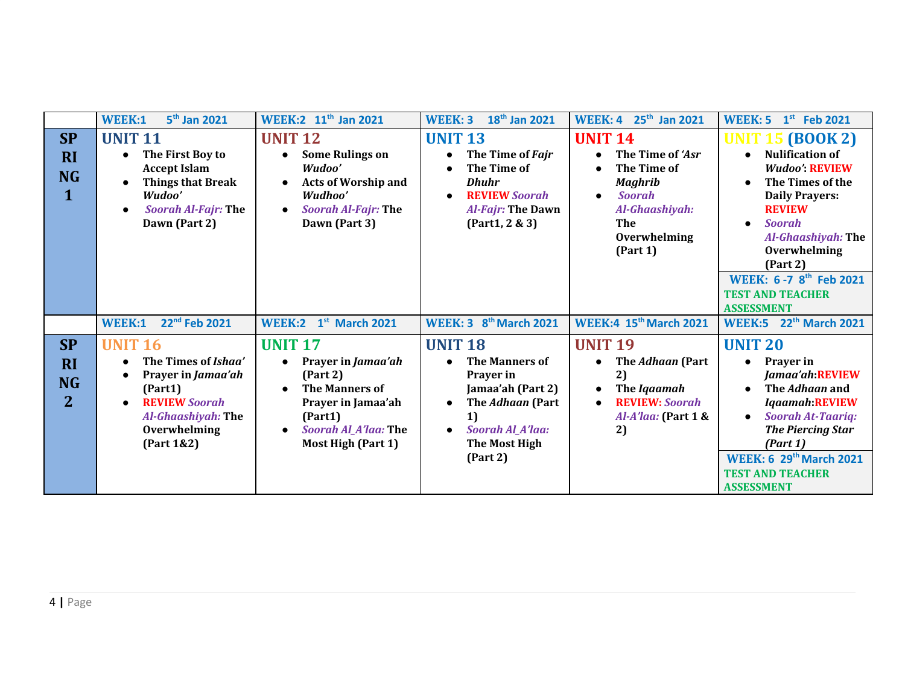| | WEEK:1 5th Jan 2021 | WEEK:2 11th Jan 2021 | WEEK: 3 18th Jan 2021 | WEEK: 4 25th Jan 2021 | WEEK: 5 1st Feb 2021 |
|---|---|---|---|---|---|
| **SPRING 1** | **UNIT 11**<br>• The First Boy to Accept Islam<br>• Things that Break *Wudoo'*<br>• *Soorah Al-Fajr:* The Dawn (Part 2) | **UNIT 12**<br>• Some Rulings on *Wudoo'*<br>• Acts of Worship and *Wudhoo'*<br>• *Soorah Al-Fajr:* The Dawn (Part 3) | **UNIT 13**<br>• The Time of *Fajr*<br>• The Time of *Dhuhr*<br>• REVIEW *Soorah Al-Fajr:* The Dawn (Part1, 2 & 3) | **UNIT 14**<br>• The Time of *'Asr*<br>• The Time of *Maghrib*<br>• *Soorah Al-Ghaashiyah:* The Overwhelming (Part 1) | **UNIT 15 (BOOK 2)**<br>• Nulification of *Wudoo'*: REVIEW<br>• The Times of the Daily Prayers: REVIEW<br>• *Soorah Al-Ghaashiyah:* The Overwhelming (Part 2)<br>**WEEK: 6 -7 8th Feb 2021**<br>TEST AND TEACHER ASSESSMENT |
| | **WEEK:1 22nd Feb 2021** | **WEEK:2 1st March 2021** | **WEEK: 3 8th March 2021** | **WEEK:4 15th March 2021** | **WEEK:5 22th March 2021** |
| **SPRING 2** | **UNIT 16**<br>• The Times of *Ishaa'*<br>• Prayer in *Jamaa'ah* (Part1)<br>• REVIEW *Soorah Al-Ghaashiyah:* The Overwhelming (Part 1&2) | **UNIT 17**<br>• Prayer in *Jamaa'ah* (Part 2)<br>• The Manners of Prayer in Jamaa'ah (Part1)<br>• *Soorah Al_A'laa:* The Most High (Part 1) | **UNIT 18**<br>• The Manners of Prayer in Jamaa'ah (Part 2)<br>• The *Adhaan* (Part 1)<br>• *Soorah Al_A'laa:* The Most High (Part 2) | **UNIT 19**<br>• The *Adhaan* (Part 2)<br>• The *Iqaamah*<br>• REVIEW: *Soorah Al-A'laa:* (Part 1 & 2) | **UNIT 20**<br>• Prayer in *Jamaa'ah*:REVIEW<br>• The *Adhaan* and *Iqaamah*:REVIEW<br>• *Soorah At-Taariq: The Piercing Star (Part 1)*<br>**WEEK: 6 29th March 2021**<br>TEST AND TEACHER ASSESSMENT |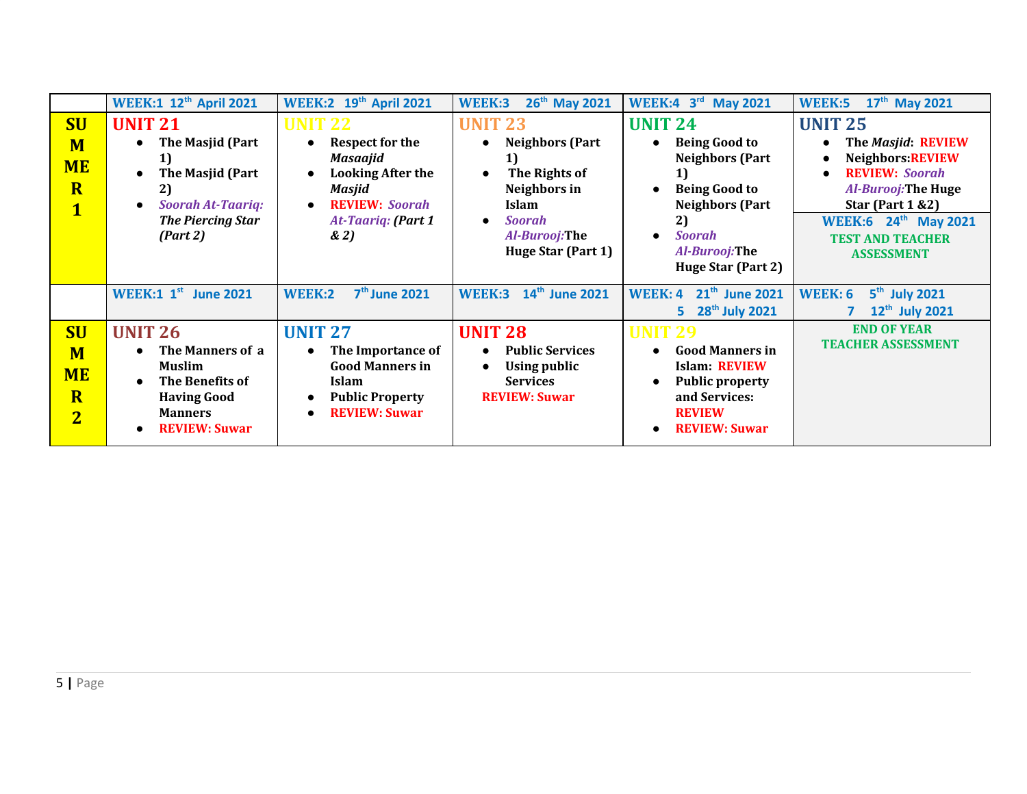| | WEEK:1 12th April 2021 | WEEK:2 19th April 2021 | WEEK:3 26th May 2021 | WEEK:4 3rd May 2021 | WEEK:5 17th May 2021 |
|---|---|---|---|---|---|
| **SUMMER 1** | **UNIT 21**<br>• **The Masjid (Part 1)**<br>• **The Masjid (Part 2)**<br>• ***Soorah At-Taariq: The Piercing Star (Part 2)*** | **UNIT 22**<br>• **Respect for the *Masaajid***<br>• **Looking After the *Masjid***<br>• **REVIEW: *Soorah At-Taariq: (Part 1 & 2)*** | **UNIT 23**<br>• **Neighbors (Part 1)**<br>• **The Rights of Neighbors in Islam**<br>• ***Soorah Al-Burooj:*The Huge Star (Part 1)** | **UNIT 24**<br>• **Being Good to Neighbors (Part 1)**<br>• **Being Good to Neighbors (Part 2)**<br>• ***Soorah Al-Burooj:*The Huge Star (Part 2)** | **UNIT 25**<br>• **The *Masjid*: REVIEW**<br>• **Neighbors:REVIEW**<br>• **REVIEW: *Soorah Al-Burooj:*The Huge Star (Part 1 &2)**<br>**WEEK:6 24th May 2021**<br>**TEST AND TEACHER ASSESSMENT** |
| | **WEEK:1 1st June 2021** | **WEEK:2 7th June 2021** | **WEEK:3 14th June 2021** | **WEEK: 4 21th June 2021**<br>**5 28th July 2021** | **WEEK: 6 5th July 2021**<br>**7 12th July 2021** |
| **SUMMER 2** | **UNIT 26**<br>• **The Manners of a Muslim**<br>• **The Benefits of Having Good Manners**<br>• **REVIEW: Suwar** | **UNIT 27**<br>• **The Importance of Good Manners in Islam**<br>• **Public Property**<br>• **REVIEW: Suwar** | **UNIT 28**<br>• **Public Services**<br>• **Using public Services**<br>**REVIEW: Suwar** | **UNIT 29**<br>• **Good Manners in Islam: REVIEW**<br>• **Public property and Services: REVIEW**<br>• **REVIEW: Suwar** | **END OF YEAR TEACHER ASSESSMENT** |